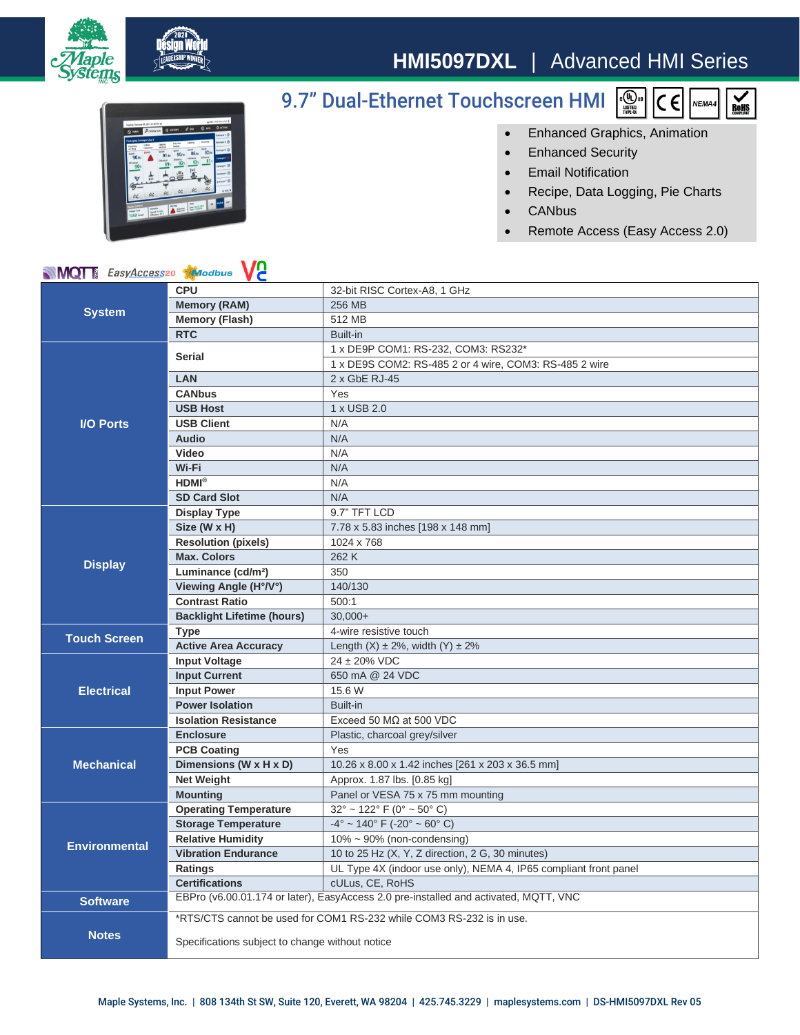# HMI5097DXL | Advanced HMI Series

## 9.7" Dual-Ethernet Touchscreen HMI

- Enhanced Graphics, Animation
- Enhanced Security
- Email Notification
- Recipe, Data Logging, Pie Charts
- CANbus
- Remote Access (Easy Access 2.0)

| | | |
|---|---|---|
| **System** | **CPU** | 32-bit RISC Cortex-A8, 1 GHz |
| | **Memory (RAM)** | 256 MB |
| | **Memory (Flash)** | 512 MB |
| | **RTC** | Built-in |
| **I/O Ports** | **Serial** | 1 x DE9P COM1: RS-232, COM3: RS232* |
| | | 1 x DE9S COM2: RS-485 2 or 4 wire, COM3: RS-485 2 wire |
| | **LAN** | 2 x GbE RJ-45 |
| | **CANbus** | Yes |
| | **USB Host** | 1 x USB 2.0 |
| | **USB Client** | N/A |
| | **Audio** | N/A |
| | **Video** | N/A |
| | **Wi-Fi** | N/A |
| | **HDMI®** | N/A |
| | **SD Card Slot** | N/A |
| **Display** | **Display Type** | 9.7" TFT LCD |
| | **Size (W x H)** | 7.78 x 5.83 inches [198 x 148 mm] |
| | **Resolution (pixels)** | 1024 x 768 |
| | **Max. Colors** | 262 K |
| | **Luminance (cd/m²)** | 350 |
| | **Viewing Angle (H°/V°)** | 140/130 |
| | **Contrast Ratio** | 500:1 |
| | **Backlight Lifetime (hours)** | 30,000+ |
| **Touch Screen** | **Type** | 4-wire resistive touch |
| | **Active Area Accuracy** | Length (X) ± 2%, width (Y) ± 2% |
| **Electrical** | **Input Voltage** | 24 ± 20% VDC |
| | **Input Current** | 650 mA @ 24 VDC |
| | **Input Power** | 15.6 W |
| | **Power Isolation** | Built-in |
| | **Isolation Resistance** | Exceed 50 MΩ at 500 VDC |
| **Mechanical** | **Enclosure** | Plastic, charcoal grey/silver |
| | **PCB Coating** | Yes |
| | **Dimensions (W x H x D)** | 10.26 x 8.00 x 1.42 inches [261 x 203 x 36.5 mm] |
| | **Net Weight** | Approx. 1.87 lbs. [0.85 kg] |
| | **Mounting** | Panel or VESA 75 x 75 mm mounting |
| **Environmental** | **Operating Temperature** | 32° ~ 122° F (0° ~ 50° C) |
| | **Storage Temperature** | -4° ~ 140° F (-20° ~ 60° C) |
| | **Relative Humidity** | 10% ~ 90% (non-condensing) |
| | **Vibration Endurance** | 10 to 25 Hz (X, Y, Z direction, 2 G, 30 minutes) |
| | **Ratings** | UL Type 4X (indoor use only), NEMA 4, IP65 compliant front panel |
| | **Certifications** | cULus, CE, RoHS |
| **Software** | EBPro (v6.00.01.174 or later), EasyAccess 2.0 pre-installed and activated, MQTT, VNC | |
| **Notes** | *RTS/CTS cannot be used for COM1 RS-232 while COM3 RS-232 is in use. Specifications subject to change without notice | |

Maple Systems, Inc. | 808 134th St SW, Suite 120, Everett, WA 98204 | 425.745.3229 | maplesystems.com | DS-HMI5097DXL Rev 05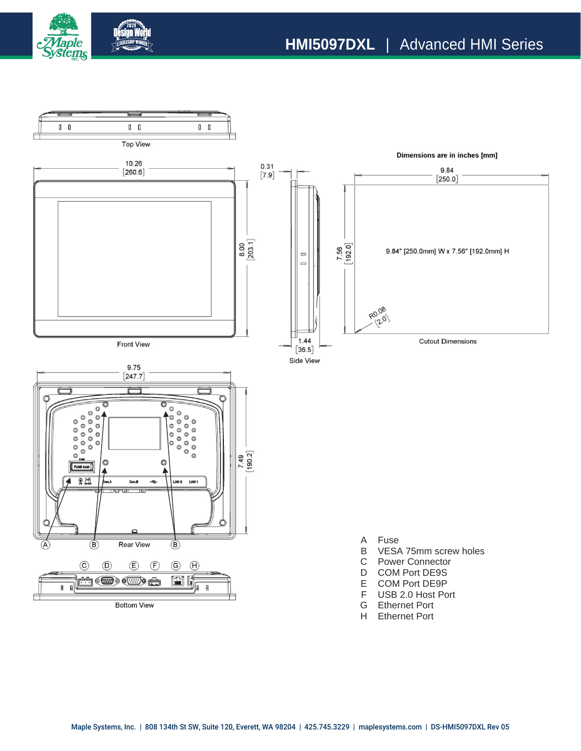Dimensions are in inches [mm]

Top View

10.26
[260.6]

8.00
[203.1]

Front View

0.31
[7.9]

1.44
[36.5]

Side View

9.84
[250.0]

7.56
[192.0]

9.84" [250.0mm] W x 7.56" [192.0mm] H

R0.08
[2.0]

Cutout Dimensions

9.75
[247.7]

7.49
[190.2]

Rear View

Bottom View

A Fuse
B VESA 75mm screw holes
C Power Connector
D COM Port DE9S
E COM Port DE9P
F USB 2.0 Host Port
G Ethernet Port
H Ethernet Port